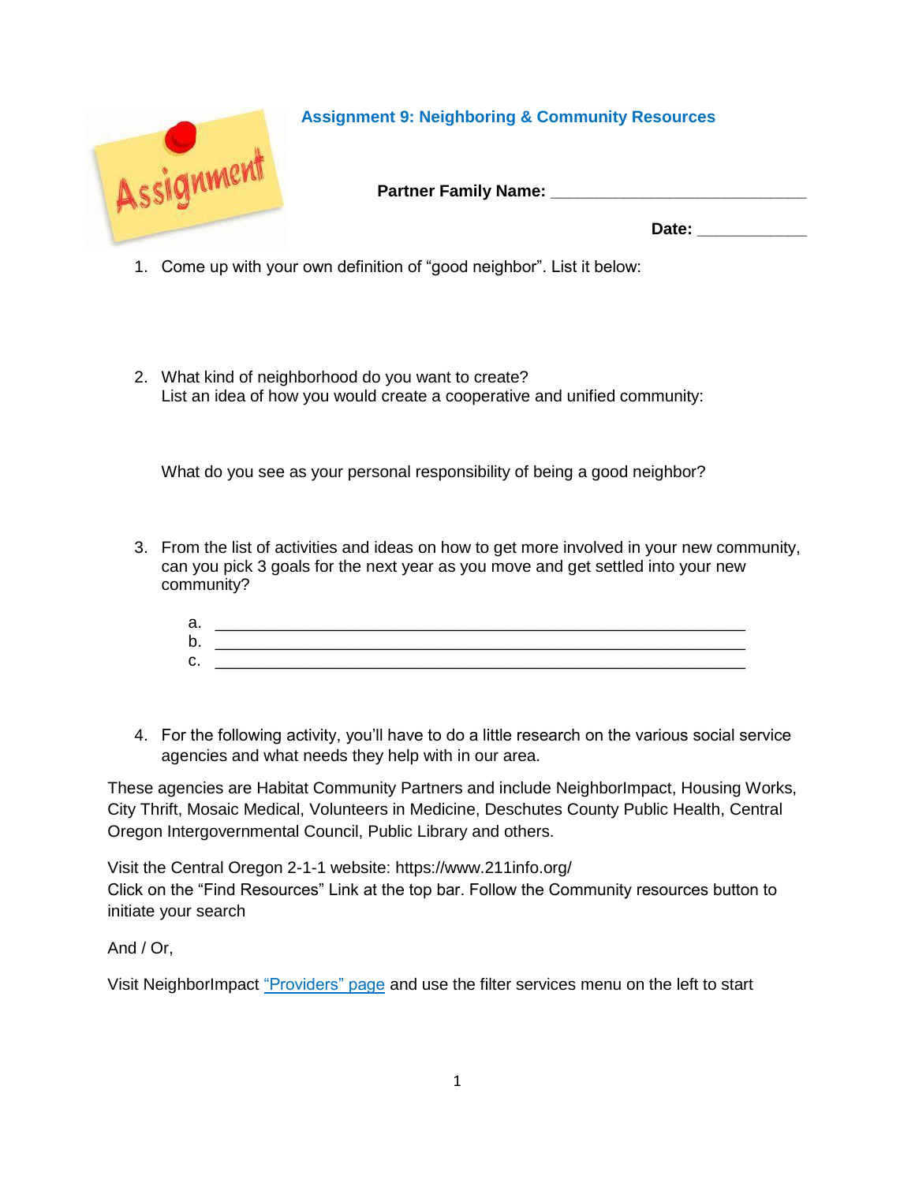## Assignment 9: Neighboring & Community Resources

**Partner Family Name:** ___________________________

**Date:** ___________

1. Come up with your own definition of "good neighbor". List it below:

2. What kind of neighborhood do you want to create?
   List an idea of how you would create a cooperative and unified community:

   What do you see as your personal responsibility of being a good neighbor?

3. From the list of activities and ideas on how to get more involved in your new community, can you pick 3 goals for the next year as you move and get settled into your new community?

   a. ____________________________________________________________
   b. ____________________________________________________________
   c. ____________________________________________________________

4. For the following activity, you'll have to do a little research on the various social service agencies and what needs they help with in our area.

These agencies are Habitat Community Partners and include NeighborImpact, Housing Works, City Thrift, Mosaic Medical, Volunteers in Medicine, Deschutes County Public Health, Central Oregon Intergovernmental Council, Public Library and others.

Visit the Central Oregon 2-1-1 website: https://www.211info.org/
Click on the "Find Resources" Link at the top bar. Follow the Community resources button to initiate your search

And / Or,

Visit NeighborImpact "Providers" page and use the filter services menu on the left to start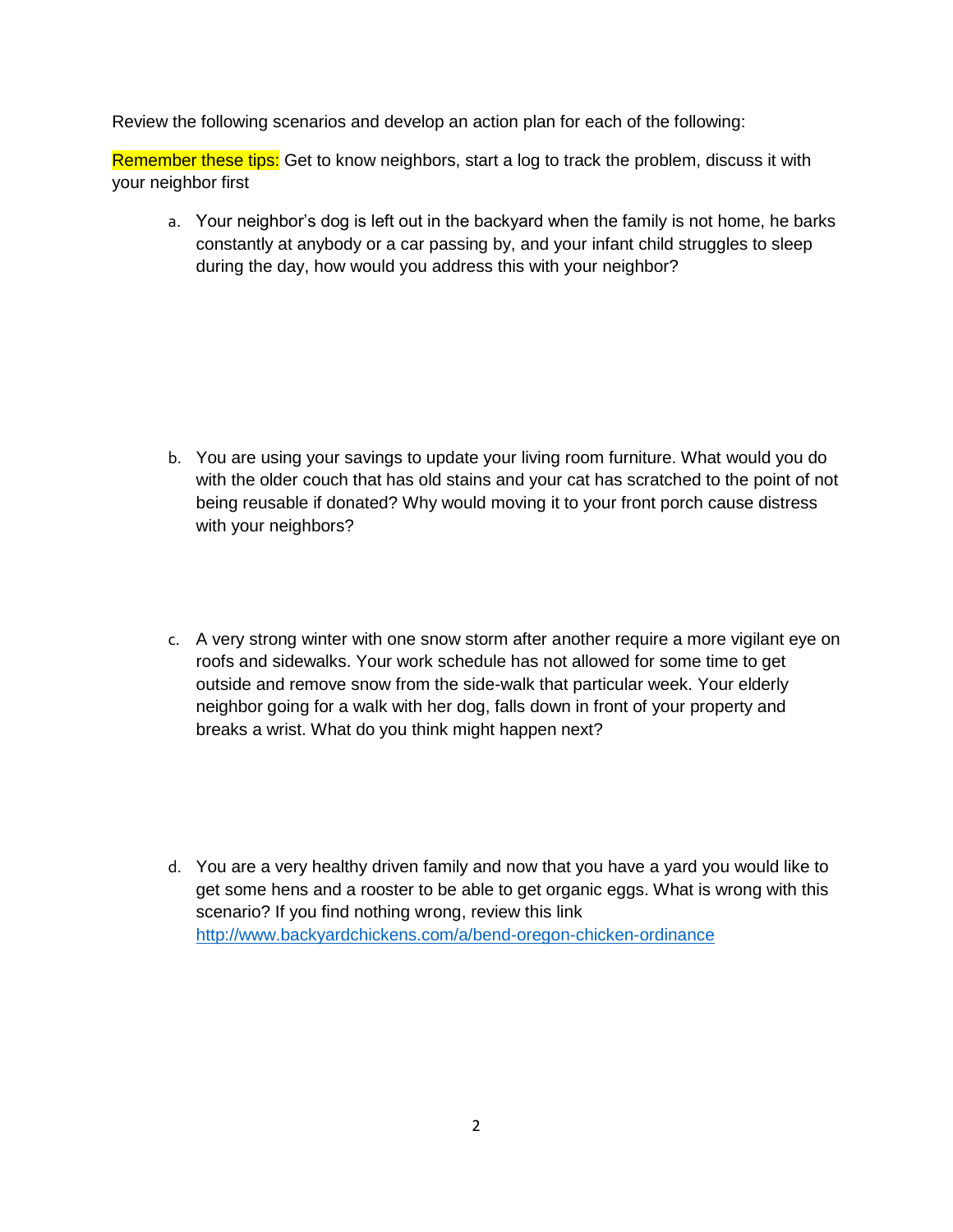Review the following scenarios and develop an action plan for each of the following:

Remember these tips: Get to know neighbors, start a log to track the problem, discuss it with your neighbor first

a. Your neighbor's dog is left out in the backyard when the family is not home, he barks constantly at anybody or a car passing by, and your infant child struggles to sleep during the day, how would you address this with your neighbor?

b. You are using your savings to update your living room furniture. What would you do with the older couch that has old stains and your cat has scratched to the point of not being reusable if donated? Why would moving it to your front porch cause distress with your neighbors?

c. A very strong winter with one snow storm after another require a more vigilant eye on roofs and sidewalks. Your work schedule has not allowed for some time to get outside and remove snow from the side-walk that particular week. Your elderly neighbor going for a walk with her dog, falls down in front of your property and breaks a wrist. What do you think might happen next?

d. You are a very healthy driven family and now that you have a yard you would like to get some hens and a rooster to be able to get organic eggs. What is wrong with this scenario? If you find nothing wrong, review this link [http://www.backyardchickens.com/a/bend-oregon-chicken-ordinance](http://www.backyardchickens.com/a/bend-oregon-chicken-ordinance)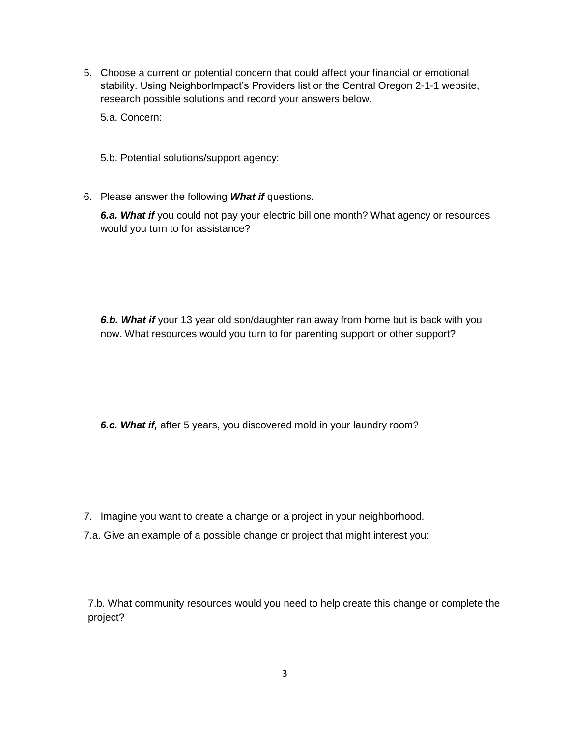5. Choose a current or potential concern that could affect your financial or emotional stability. Using NeighborImpact's Providers list or the Central Oregon 2-1-1 website, research possible solutions and record your answers below.

   5.a. Concern:

   5.b. Potential solutions/support agency:

6. Please answer the following ***What if*** questions.

   ***6.a. What if*** you could not pay your electric bill one month? What agency or resources would you turn to for assistance?

   ***6.b. What if*** your 13 year old son/daughter ran away from home but is back with you now. What resources would you turn to for parenting support or other support?

   ***6.c. What if,*** <u>after 5 years</u>, you discovered mold in your laundry room?

7. Imagine you want to create a change or a project in your neighborhood.

7.a. Give an example of a possible change or project that might interest you:

7.b. What community resources would you need to help create this change or complete the project?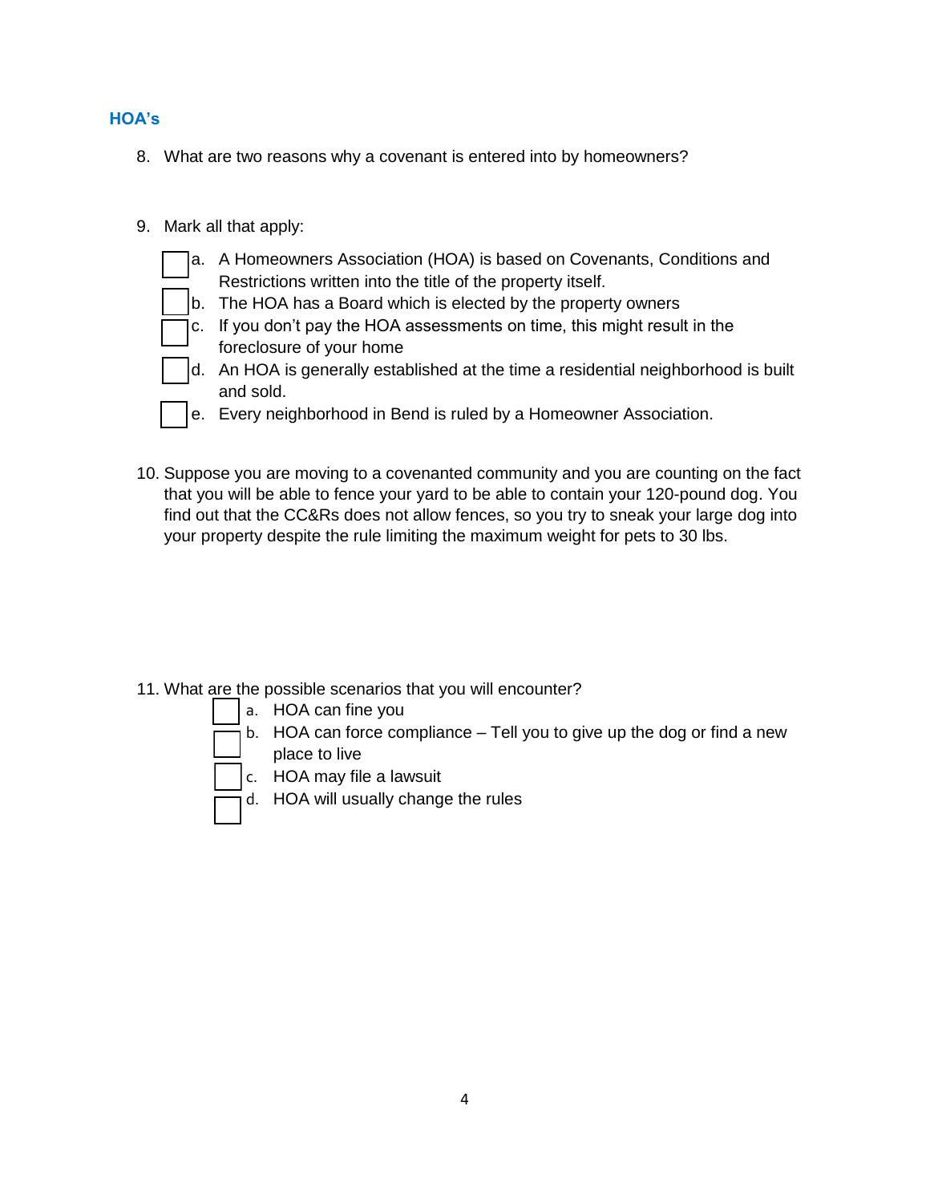### HOA's

8. What are two reasons why a covenant is entered into by homeowners?

9. Mark all that apply:

   - [ ] a. A Homeowners Association (HOA) is based on Covenants, Conditions and Restrictions written into the title of the property itself.
   - [ ] b. The HOA has a Board which is elected by the property owners
   - [ ] c. If you don't pay the HOA assessments on time, this might result in the foreclosure of your home
   - [ ] d. An HOA is generally established at the time a residential neighborhood is built and sold.
   - [ ] e. Every neighborhood in Bend is ruled by a Homeowner Association.

10. Suppose you are moving to a covenanted community and you are counting on the fact that you will be able to fence your yard to be able to contain your 120-pound dog. You find out that the CC&Rs does not allow fences, so you try to sneak your large dog into your property despite the rule limiting the maximum weight for pets to 30 lbs.

11. What are the possible scenarios that you will encounter?

    - [ ] a. HOA can fine you
    - [ ] b. HOA can force compliance – Tell you to give up the dog or find a new place to live
    - [ ] c. HOA may file a lawsuit
    - [ ] d. HOA will usually change the rules